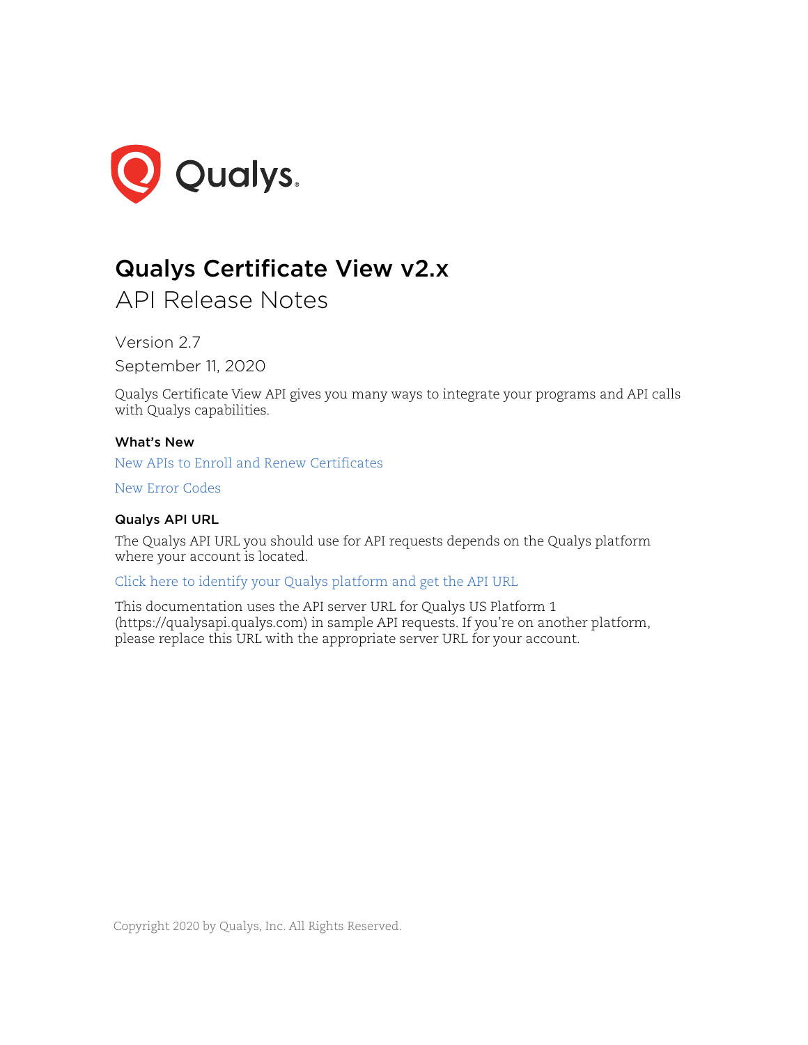# Qualys Certificate View v2.x

## API Release Notes

Version 2.7

September 11, 2020

Qualys Certificate View API gives you many ways to integrate your programs and API calls with Qualys capabilities.

### What's New

New APIs to Enroll and Renew Certificates

New Error Codes

### Qualys API URL

The Qualys API URL you should use for API requests depends on the Qualys platform where your account is located.

Click here to identify your Qualys platform and get the API URL

This documentation uses the API server URL for Qualys US Platform 1 (https://qualysapi.qualys.com) in sample API requests. If you're on another platform, please replace this URL with the appropriate server URL for your account.

Copyright 2020 by Qualys, Inc. All Rights Reserved.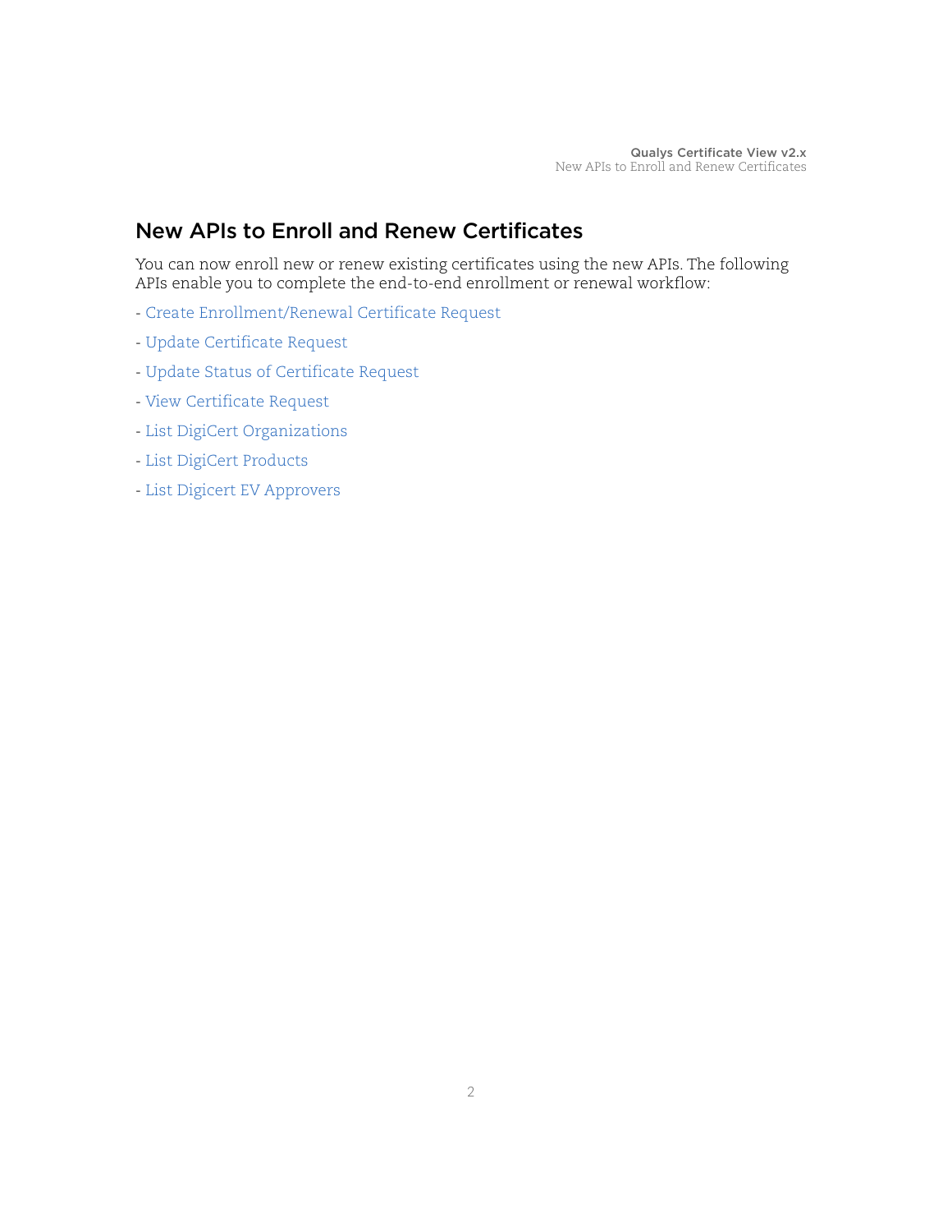## New APIs to Enroll and Renew Certificates

You can now enroll new or renew existing certificates using the new APIs. The following APIs enable you to complete the end-to-end enrollment or renewal workflow:

- Create Enrollment/Renewal Certificate Request
- Update Certificate Request
- Update Status of Certificate Request
- View Certificate Request
- List DigiCert Organizations
- List DigiCert Products
- List Digicert EV Approvers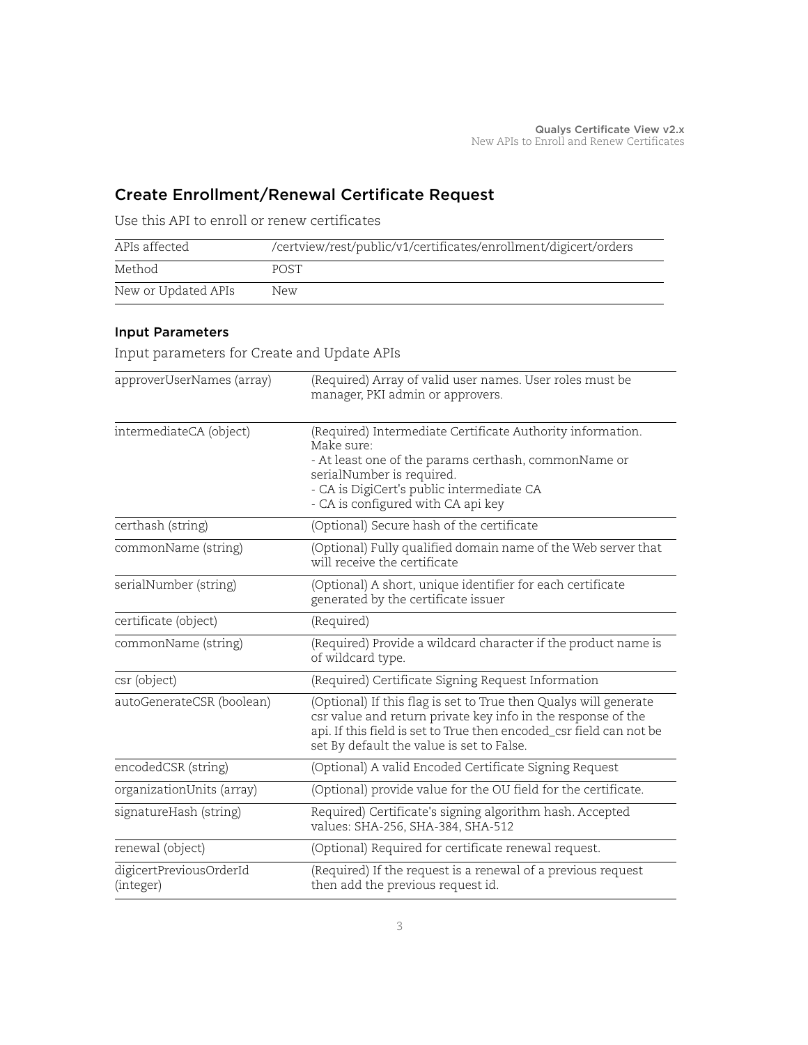## Create Enrollment/Renewal Certificate Request

Use this API to enroll or renew certificates

| APIs affected | /certview/rest/public/v1/certificates/enrollment/digicert/orders |
|---|---|
| Method | POST |
| New or Updated APIs | New |

### Input Parameters

Input parameters for Create and Update APIs

| | |
|---|---|
| approverUserNames (array) | (Required) Array of valid user names. User roles must be manager, PKI admin or approvers. |
| intermediateCA (object) | (Required) Intermediate Certificate Authority information. Make sure:<br>- At least one of the params certhash, commonName or serialNumber is required.<br>- CA is DigiCert's public intermediate CA<br>- CA is configured with CA api key |
| certhash (string) | (Optional) Secure hash of the certificate |
| commonName (string) | (Optional) Fully qualified domain name of the Web server that will receive the certificate |
| serialNumber (string) | (Optional) A short, unique identifier for each certificate generated by the certificate issuer |
| certificate (object) | (Required) |
| commonName (string) | (Required) Provide a wildcard character if the product name is of wildcard type. |
| csr (object) | (Required) Certificate Signing Request Information |
| autoGenerateCSR (boolean) | (Optional) If this flag is set to True then Qualys will generate csr value and return private key info in the response of the api. If this field is set to True then encoded_csr field can not be set By default the value is set to False. |
| encodedCSR (string) | (Optional) A valid Encoded Certificate Signing Request |
| organizationUnits (array) | (Optional) provide value for the OU field for the certificate. |
| signatureHash (string) | Required) Certificate's signing algorithm hash. Accepted values: SHA-256, SHA-384, SHA-512 |
| renewal (object) | (Optional) Required for certificate renewal request. |
| digicertPreviousOrderId (integer) | (Required) If the request is a renewal of a previous request then add the previous request id. |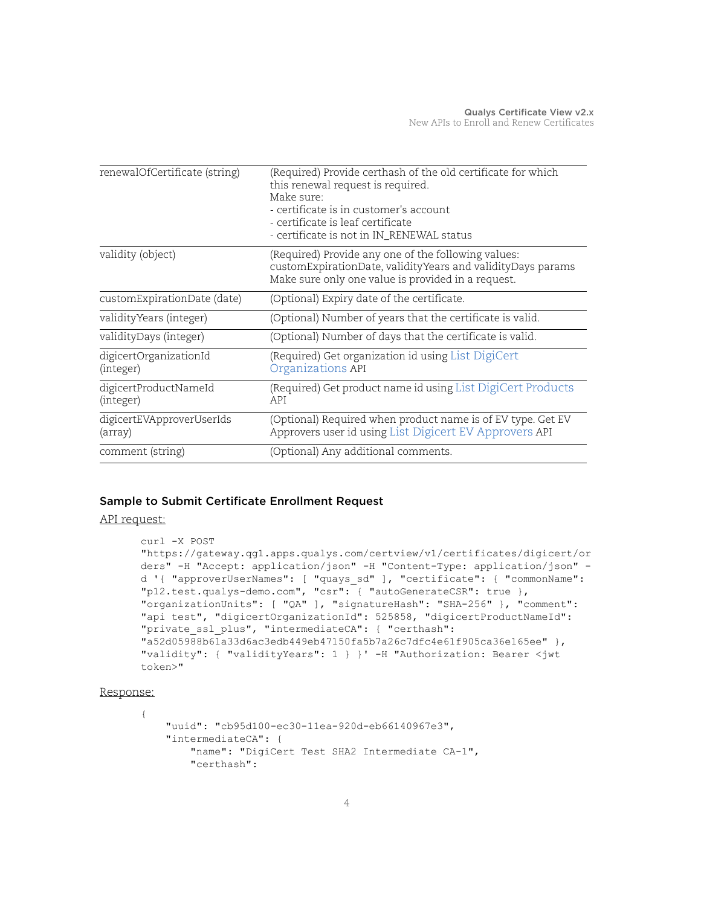| | |
|---|---|
| renewalOfCertificate (string) | (Required) Provide certhash of the old certificate for which this renewal request is required.<br>Make sure:<br>- certificate is in customer's account<br>- certificate is leaf certificate<br>- certificate is not in IN_RENEWAL status |
| validity (object) | (Required) Provide any one of the following values: customExpirationDate, validityYears and validityDays params Make sure only one value is provided in a request. |
| customExpirationDate (date) | (Optional) Expiry date of the certificate. |
| validityYears (integer) | (Optional) Number of years that the certificate is valid. |
| validityDays (integer) | (Optional) Number of days that the certificate is valid. |
| digicertOrganizationId (integer) | (Required) Get organization id using List DigiCert Organizations API |
| digicertProductNameId (integer) | (Required) Get product name id using List DigiCert Products API |
| digicertEVApproverUserIds (array) | (Optional) Required when product name is of EV type. Get EV Approvers user id using List Digicert EV Approvers API |
| comment (string) | (Optional) Any additional comments. |

### Sample to Submit Certificate Enrollment Request

API request:

```
curl -X POST
"https://gateway.qg1.apps.qualys.com/certview/v1/certificates/digicert/or
ders" -H "Accept: application/json" -H "Content-Type: application/json" -
d '{ "approverUserNames": [ "quays_sd" ], "certificate": { "commonName":
"p12.test.qualys-demo.com", "csr": { "autoGenerateCSR": true },
"organizationUnits": [ "QA" ], "signatureHash": "SHA-256" }, "comment":
"api test", "digicertOrganizationId": 525858, "digicertProductNameId":
"private_ssl_plus", "intermediateCA": { "certhash":
"a52d05988b61a33d6ac3edb449eb47150fa5b7a26c7dfc4e61f905ca36e165ee" },
"validity": { "validityYears": 1 } }' -H "Authorization: Bearer <jwt
token>"
```

Response:

```
{
    "uuid": "cb95d100-ec30-11ea-920d-eb66140967e3",
    "intermediateCA": {
        "name": "DigiCert Test SHA2 Intermediate CA-1",
        "certhash":
```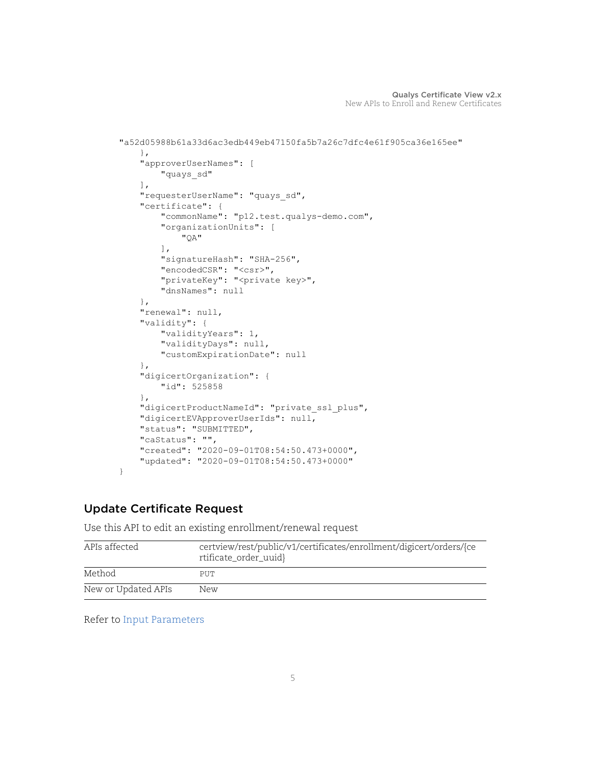```
"a52d05988b61a33d6ac3edb449eb47150fa5b7a26c7dfc4e61f905ca36e165ee"
    },
    "approverUserNames": [
        "quays_sd"
    ],
    "requesterUserName": "quays_sd",
    "certificate": {
        "commonName": "p12.test.qualys-demo.com",
        "organizationUnits": [
            "QA"
        ],
        "signatureHash": "SHA-256",
        "encodedCSR": "<csr>",
        "privateKey": "<private key>",
        "dnsNames": null
    },
    "renewal": null,
    "validity": {
        "validityYears": 1,
        "validityDays": null,
        "customExpirationDate": null
    },
    "digicertOrganization": {
        "id": 525858
    },
    "digicertProductNameId": "private_ssl_plus",
    "digicertEVApproverUserIds": null,
    "status": "SUBMITTED",
    "caStatus": "",
    "created": "2020-09-01T08:54:50.473+0000",
    "updated": "2020-09-01T08:54:50.473+0000"
}
```

## Update Certificate Request

Use this API to edit an existing enrollment/renewal request

| | |
|---|---|
| APIs affected | certview/rest/public/v1/certificates/enrollment/digicert/orders/{certificate_order_uuid} |
| Method | PUT |
| New or Updated APIs | New |

Refer to Input Parameters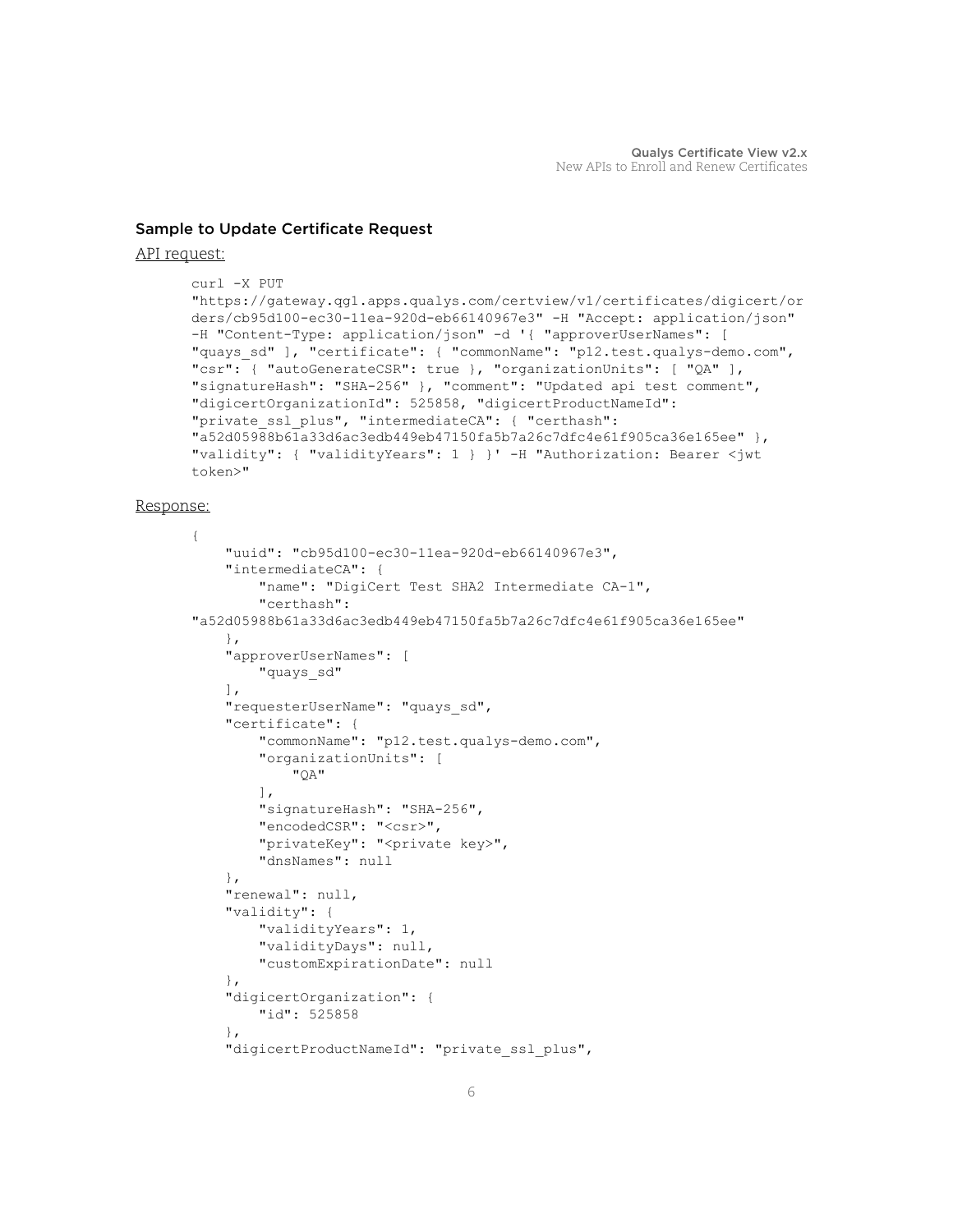### Sample to Update Certificate Request

API request:

```
curl -X PUT
"https://gateway.qg1.apps.qualys.com/certview/v1/certificates/digicert/or
ders/cb95d100-ec30-11ea-920d-eb66140967e3" -H "Accept: application/json"
-H "Content-Type: application/json" -d '{ "approverUserNames": [
"quays_sd" ], "certificate": { "commonName": "p12.test.qualys-demo.com",
"csr": { "autoGenerateCSR": true }, "organizationUnits": [ "QA" ],
"signatureHash": "SHA-256" }, "comment": "Updated api test comment",
"digicertOrganizationId": 525858, "digicertProductNameId":
"private_ssl_plus", "intermediateCA": { "certhash":
"a52d05988b61a33d6ac3edb449eb47150fa5b7a26c7dfc4e61f905ca36e165ee" },
"validity": { "validityYears": 1 } }' -H "Authorization: Bearer <jwt
token>"
```

Response:

```
{
    "uuid": "cb95d100-ec30-11ea-920d-eb66140967e3",
    "intermediateCA": {
        "name": "DigiCert Test SHA2 Intermediate CA-1",
        "certhash":
"a52d05988b61a33d6ac3edb449eb47150fa5b7a26c7dfc4e61f905ca36e165ee"
    },
    "approverUserNames": [
        "quays_sd"
    ],
    "requesterUserName": "quays_sd",
    "certificate": {
        "commonName": "p12.test.qualys-demo.com",
        "organizationUnits": [
            "QA"
        ],
        "signatureHash": "SHA-256",
        "encodedCSR": "<csr>",
        "privateKey": "<private key>",
        "dnsNames": null
    },
    "renewal": null,
    "validity": {
        "validityYears": 1,
        "validityDays": null,
        "customExpirationDate": null
    },
    "digicertOrganization": {
        "id": 525858
    },
    "digicertProductNameId": "private_ssl_plus",
```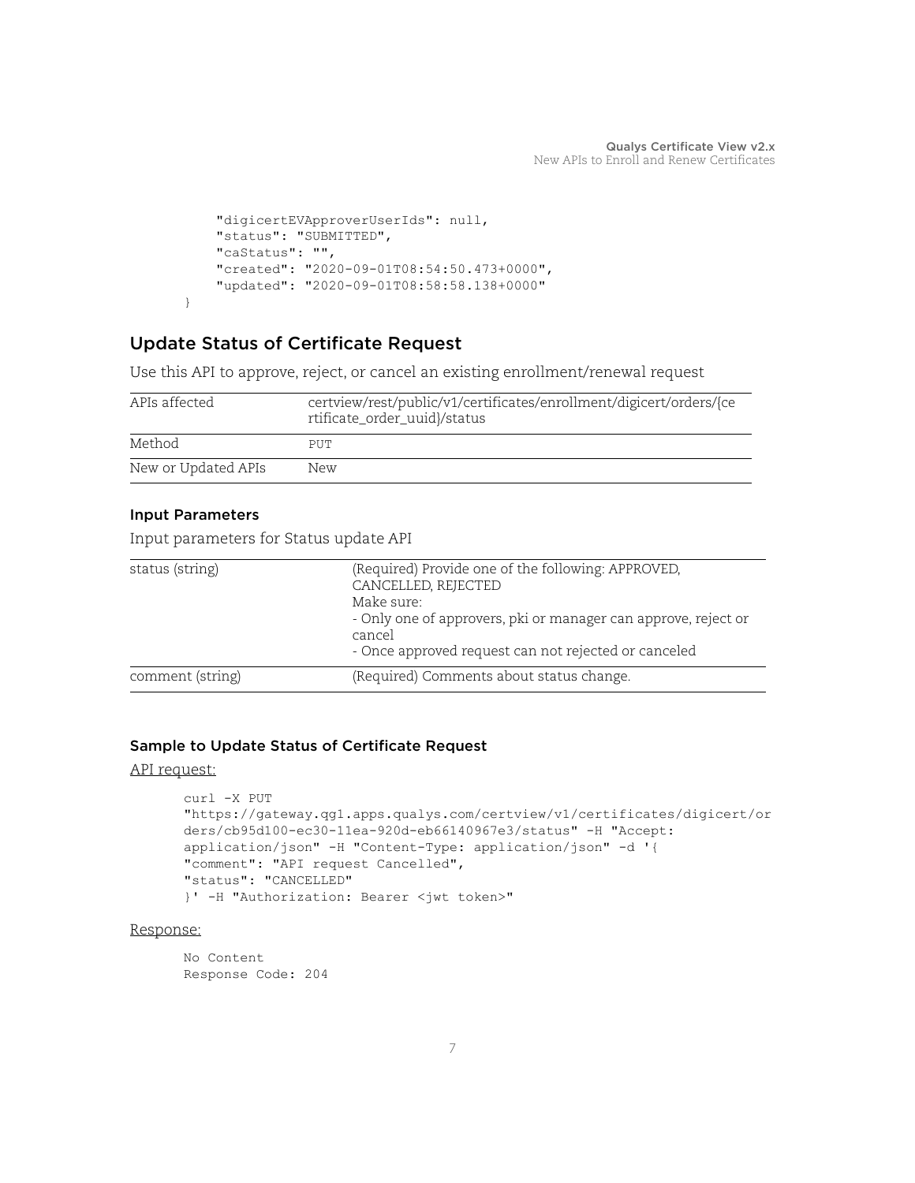```
    "digicertEVApproverUserIds": null,
    "status": "SUBMITTED",
    "caStatus": "",
    "created": "2020-09-01T08:54:50.473+0000",
    "updated": "2020-09-01T08:58:58.138+0000"
}
```

## Update Status of Certificate Request

Use this API to approve, reject, or cancel an existing enrollment/renewal request

| | |
|---|---|
| APIs affected | certview/rest/public/v1/certificates/enrollment/digicert/orders/{certificate_order_uuid}/status |
| Method | PUT |
| New or Updated APIs | New |

### Input Parameters

Input parameters for Status update API

| | |
|---|---|
| status (string) | (Required) Provide one of the following: APPROVED, CANCELLED, REJECTED<br>Make sure:<br>- Only one of approvers, pki or manager can approve, reject or cancel<br>- Once approved request can not rejected or canceled |
| comment (string) | (Required) Comments about status change. |

### Sample to Update Status of Certificate Request

API request:

```
curl -X PUT
"https://gateway.qg1.apps.qualys.com/certview/v1/certificates/digicert/orders/cb95d100-ec30-11ea-920d-eb66140967e3/status" -H "Accept: application/json" -H "Content-Type: application/json" -d '{
"comment": "API request Cancelled",
"status": "CANCELLED"
}' -H "Authorization: Bearer <jwt token>"
```

Response:

```
No Content
Response Code: 204
```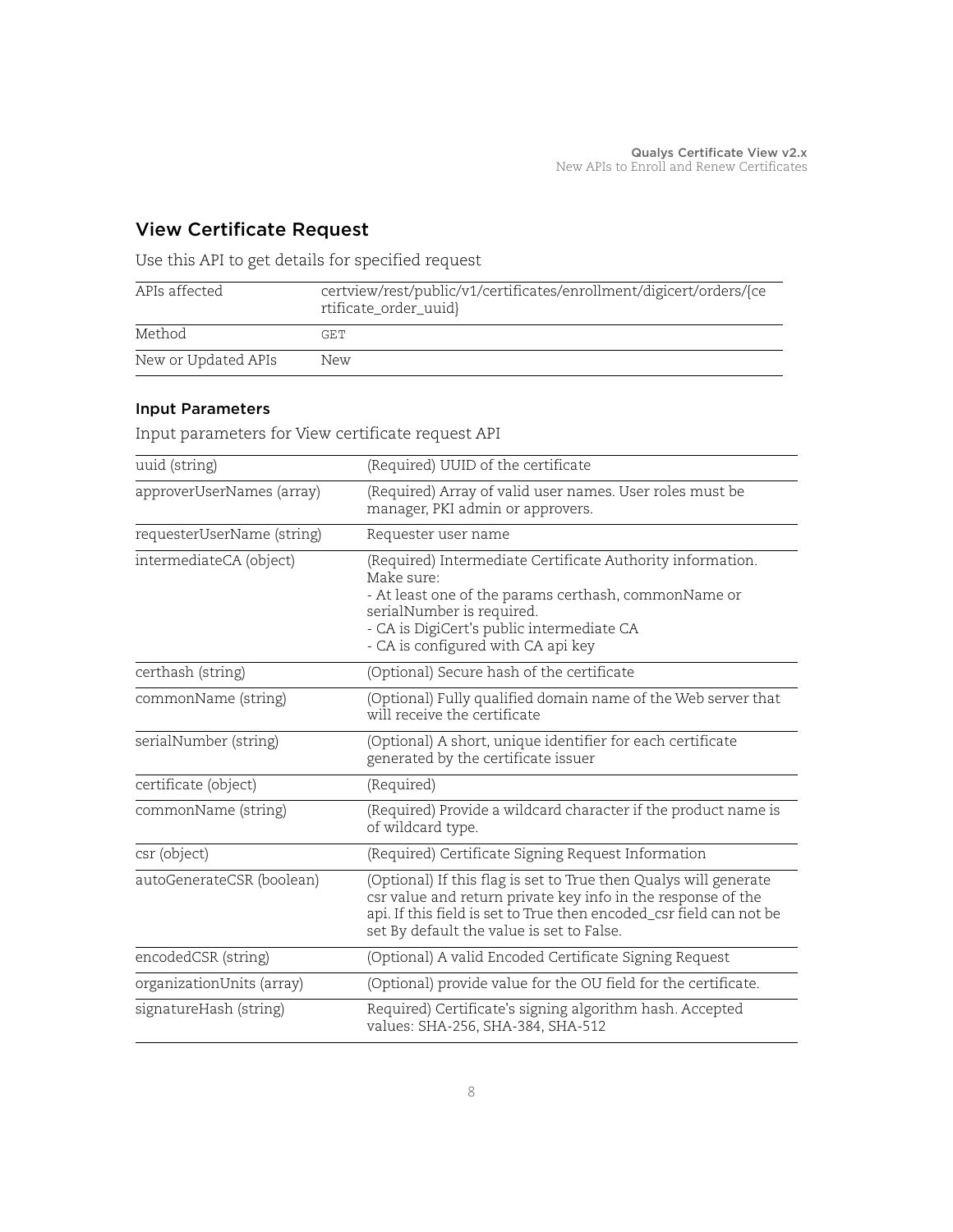## View Certificate Request

Use this API to get details for specified request

| | |
|---|---|
| APIs affected | certview/rest/public/v1/certificates/enrollment/digicert/orders/{certificate_order_uuid} |
| Method | GET |
| New or Updated APIs | New |

### Input Parameters

Input parameters for View certificate request API

| | |
|---|---|
| uuid (string) | (Required) UUID of the certificate |
| approverUserNames (array) | (Required) Array of valid user names. User roles must be manager, PKI admin or approvers. |
| requesterUserName (string) | Requester user name |
| intermediateCA (object) | (Required) Intermediate Certificate Authority information. Make sure:<br>- At least one of the params certhash, commonName or serialNumber is required.<br>- CA is DigiCert's public intermediate CA<br>- CA is configured with CA api key |
| certhash (string) | (Optional) Secure hash of the certificate |
| commonName (string) | (Optional) Fully qualified domain name of the Web server that will receive the certificate |
| serialNumber (string) | (Optional) A short, unique identifier for each certificate generated by the certificate issuer |
| certificate (object) | (Required) |
| commonName (string) | (Required) Provide a wildcard character if the product name is of wildcard type. |
| csr (object) | (Required) Certificate Signing Request Information |
| autoGenerateCSR (boolean) | (Optional) If this flag is set to True then Qualys will generate csr value and return private key info in the response of the api. If this field is set to True then encoded_csr field can not be set By default the value is set to False. |
| encodedCSR (string) | (Optional) A valid Encoded Certificate Signing Request |
| organizationUnits (array) | (Optional) provide value for the OU field for the certificate. |
| signatureHash (string) | Required) Certificate's signing algorithm hash. Accepted values: SHA-256, SHA-384, SHA-512 |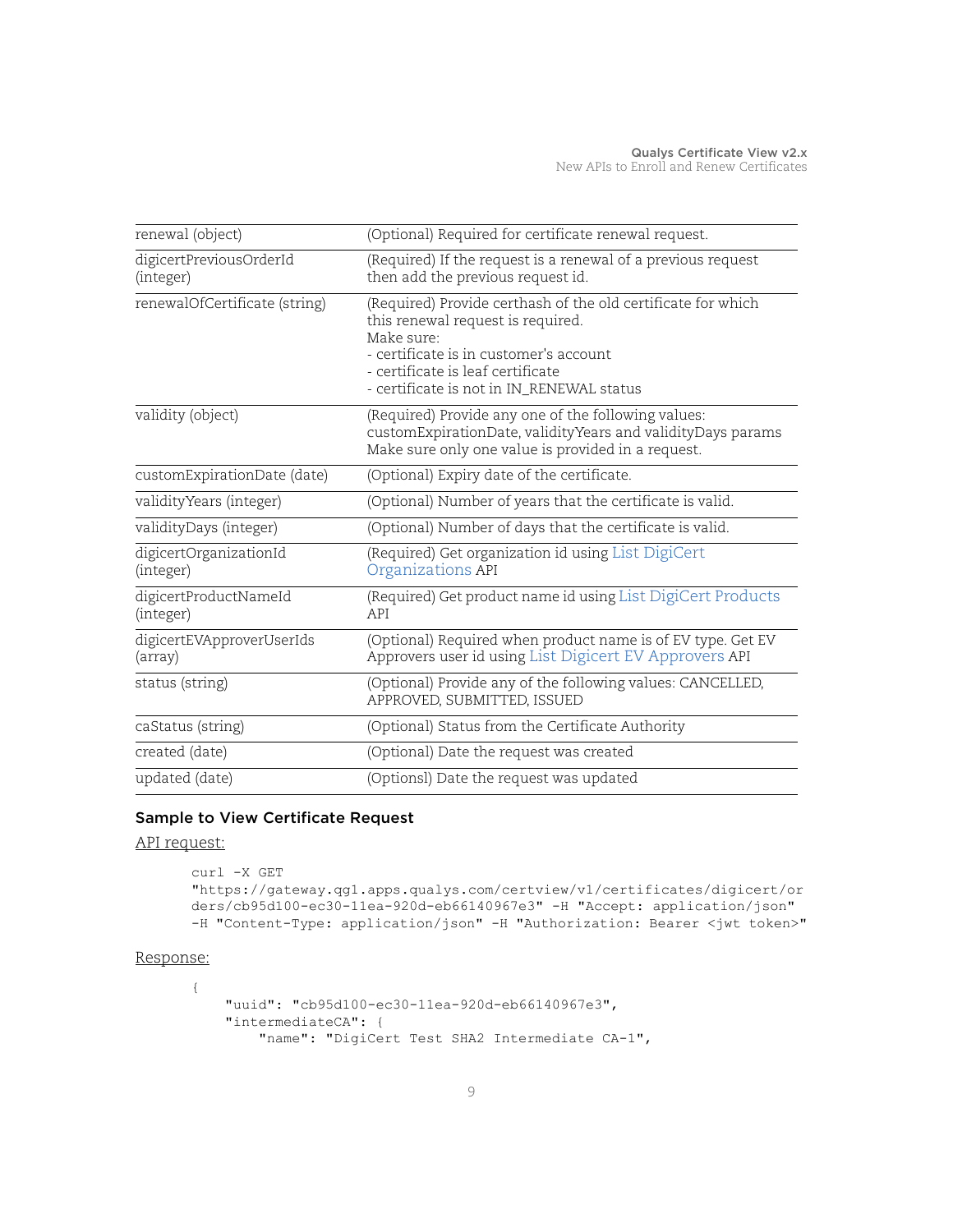| | |
|---|---|
| renewal (object) | (Optional) Required for certificate renewal request. |
| digicertPreviousOrderId (integer) | (Required) If the request is a renewal of a previous request then add the previous request id. |
| renewalOfCertificate (string) | (Required) Provide certhash of the old certificate for which this renewal request is required.<br>Make sure:<br>- certificate is in customer's account<br>- certificate is leaf certificate<br>- certificate is not in IN_RENEWAL status |
| validity (object) | (Required) Provide any one of the following values: customExpirationDate, validityYears and validityDays params Make sure only one value is provided in a request. |
| customExpirationDate (date) | (Optional) Expiry date of the certificate. |
| validityYears (integer) | (Optional) Number of years that the certificate is valid. |
| validityDays (integer) | (Optional) Number of days that the certificate is valid. |
| digicertOrganizationId (integer) | (Required) Get organization id using List DigiCert Organizations API |
| digicertProductNameId (integer) | (Required) Get product name id using List DigiCert Products API |
| digicertEVApproverUserIds (array) | (Optional) Required when product name is of EV type. Get EV Approvers user id using List Digicert EV Approvers API |
| status (string) | (Optional) Provide any of the following values: CANCELLED, APPROVED, SUBMITTED, ISSUED |
| caStatus (string) | (Optional) Status from the Certificate Authority |
| created (date) | (Optional) Date the request was created |
| updated (date) | (Optionsl) Date the request was updated |

### Sample to View Certificate Request

API request:

```
curl -X GET
"https://gateway.qg1.apps.qualys.com/certview/v1/certificates/digicert/or
ders/cb95d100-ec30-11ea-920d-eb66140967e3" -H "Accept: application/json"
-H "Content-Type: application/json" -H "Authorization: Bearer <jwt token>"
```

Response:

```
{
    "uuid": "cb95d100-ec30-11ea-920d-eb66140967e3",
    "intermediateCA": {
        "name": "DigiCert Test SHA2 Intermediate CA-1",
```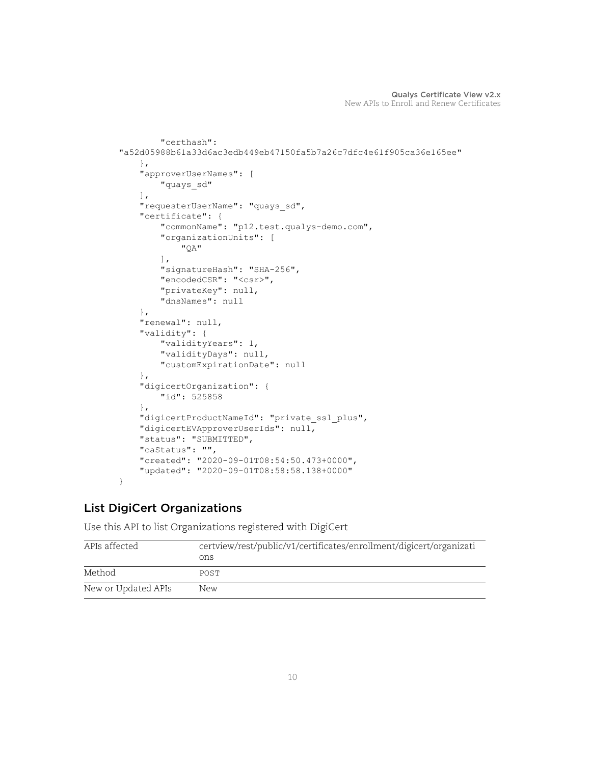```
        "certhash":
"a52d05988b61a33d6ac3edb449eb47150fa5b7a26c7dfc4e61f905ca36e165ee"
    },
    "approverUserNames": [
        "quays_sd"
    ],
    "requesterUserName": "quays_sd",
    "certificate": {
        "commonName": "p12.test.qualys-demo.com",
        "organizationUnits": [
            "QA"
        ],
        "signatureHash": "SHA-256",
        "encodedCSR": "<csr>",
        "privateKey": null,
        "dnsNames": null
    },
    "renewal": null,
    "validity": {
        "validityYears": 1,
        "validityDays": null,
        "customExpirationDate": null
    },
    "digicertOrganization": {
        "id": 525858
    },
    "digicertProductNameId": "private_ssl_plus",
    "digicertEVApproverUserIds": null,
    "status": "SUBMITTED",
    "caStatus": "",
    "created": "2020-09-01T08:54:50.473+0000",
    "updated": "2020-09-01T08:58:58.138+0000"
}
```

## List DigiCert Organizations

Use this API to list Organizations registered with DigiCert

| APIs affected | certview/rest/public/v1/certificates/enrollment/digicert/organizations |
|---|---|
| Method | POST |
| New or Updated APIs | New |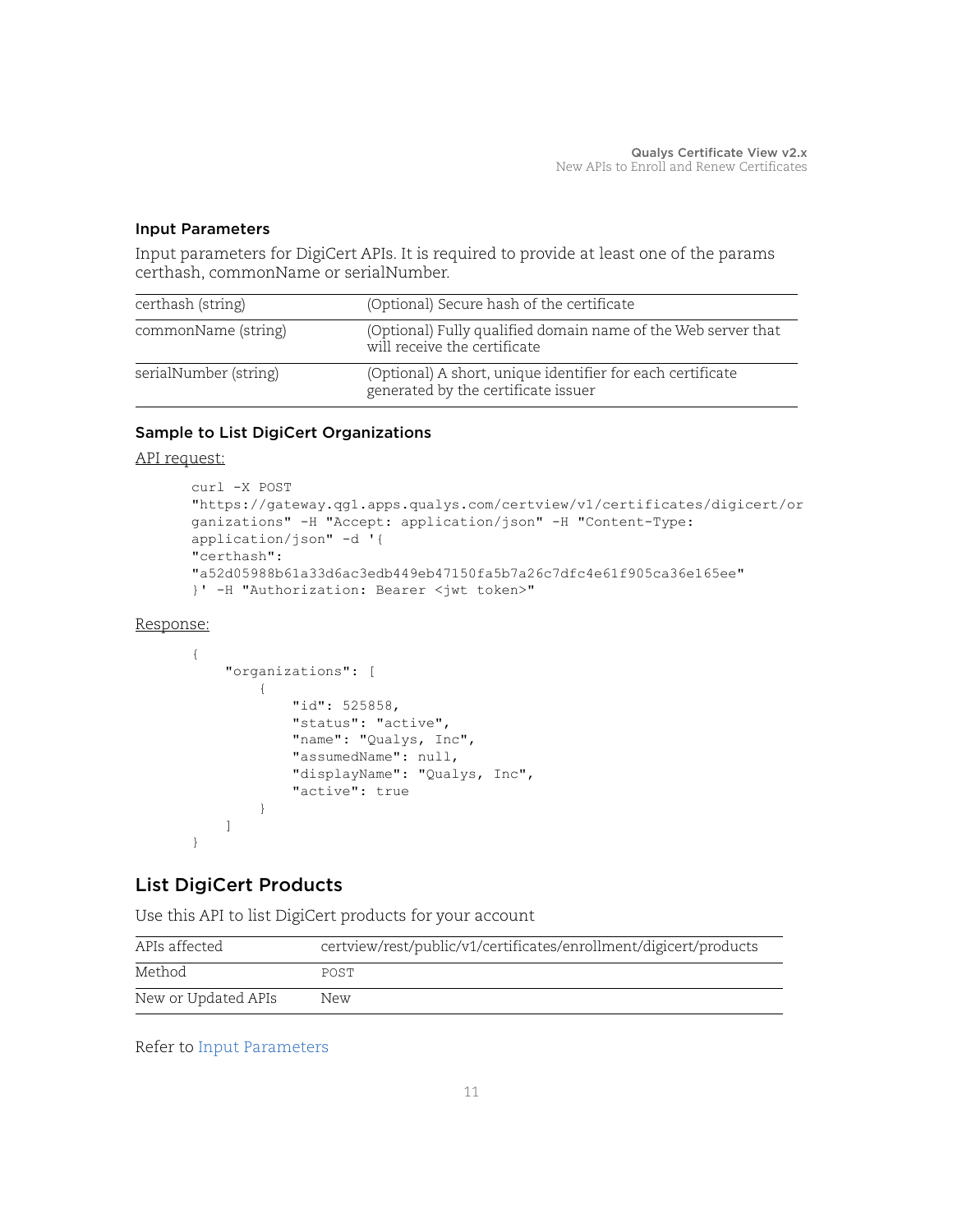### Input Parameters

Input parameters for DigiCert APIs. It is required to provide at least one of the params certhash, commonName or serialNumber.

| | |
|---|---|
| certhash (string) | (Optional) Secure hash of the certificate |
| commonName (string) | (Optional) Fully qualified domain name of the Web server that will receive the certificate |
| serialNumber (string) | (Optional) A short, unique identifier for each certificate generated by the certificate issuer |

### Sample to List DigiCert Organizations

API request:

```
curl -X POST
"https://gateway.qg1.apps.qualys.com/certview/v1/certificates/digicert/or
ganizations" -H "Accept: application/json" -H "Content-Type:
application/json" -d '{
"certhash":
"a52d05988b61a33d6ac3edb449eb47150fa5b7a26c7dfc4e61f905ca36e165ee"
}' -H "Authorization: Bearer <jwt token>"
```

Response:

```
{
    "organizations": [
        {
            "id": 525858,
            "status": "active",
            "name": "Qualys, Inc",
            "assumedName": null,
            "displayName": "Qualys, Inc",
            "active": true
        }
    ]
}
```

## List DigiCert Products

Use this API to list DigiCert products for your account

| | |
|---|---|
| APIs affected | certview/rest/public/v1/certificates/enrollment/digicert/products |
| Method | POST |
| New or Updated APIs | New |

Refer to Input Parameters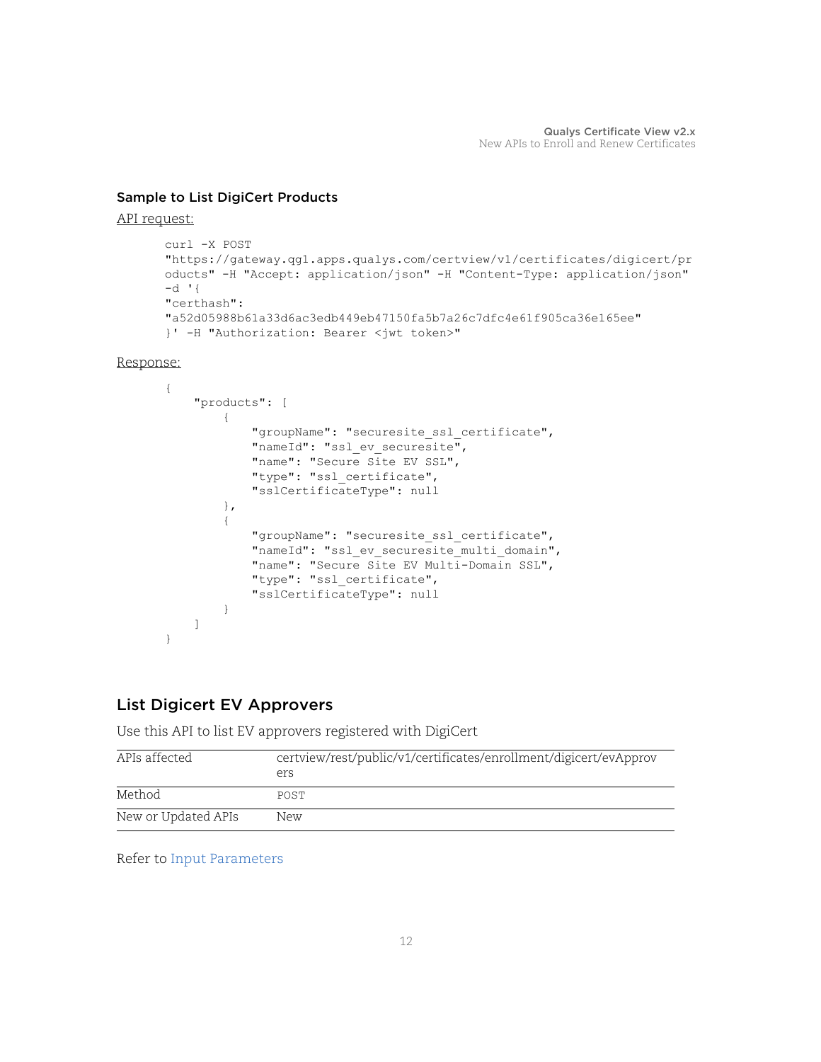### Sample to List DigiCert Products

API request:

```
curl -X POST
"https://gateway.qg1.apps.qualys.com/certview/v1/certificates/digicert/products" -H "Accept: application/json" -H "Content-Type: application/json"
-d '{
"certhash":
"a52d05988b61a33d6ac3edb449eb47150fa5b7a26c7dfc4e61f905ca36e165ee"
}' -H "Authorization: Bearer <jwt token>"
```

Response:

```
{
    "products": [
        {
            "groupName": "securesite_ssl_certificate",
            "nameId": "ssl_ev_securesite",
            "name": "Secure Site EV SSL",
            "type": "ssl_certificate",
            "sslCertificateType": null
        },
        {
            "groupName": "securesite_ssl_certificate",
            "nameId": "ssl_ev_securesite_multi_domain",
            "name": "Secure Site EV Multi-Domain SSL",
            "type": "ssl_certificate",
            "sslCertificateType": null
        }
    ]
}
```

## List Digicert EV Approvers

Use this API to list EV approvers registered with DigiCert

| | |
|---|---|
| APIs affected | certview/rest/public/v1/certificates/enrollment/digicert/evApprovers |
| Method | POST |
| New or Updated APIs | New |

Refer to Input Parameters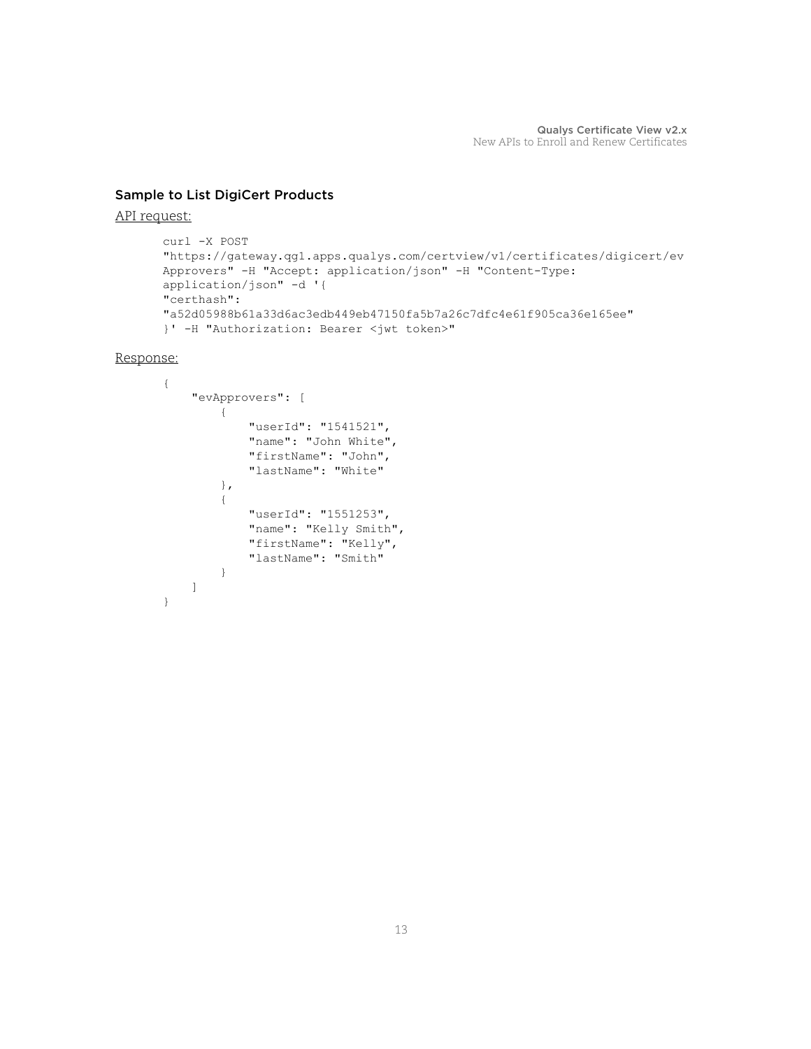### Sample to List DigiCert Products

API request:

```
curl -X POST
"https://gateway.qg1.apps.qualys.com/certview/v1/certificates/digicert/ev
Approvers" -H "Accept: application/json" -H "Content-Type:
application/json" -d '{
"certhash":
"a52d05988b61a33d6ac3edb449eb47150fa5b7a26c7dfc4e61f905ca36e165ee"
}' -H "Authorization: Bearer <jwt token>"
```

Response:

```
{
    "evApprovers": [
        {
            "userId": "1541521",
            "name": "John White",
            "firstName": "John",
            "lastName": "White"
        },
        {
            "userId": "1551253",
            "name": "Kelly Smith",
            "firstName": "Kelly",
            "lastName": "Smith"
        }
    ]
}
```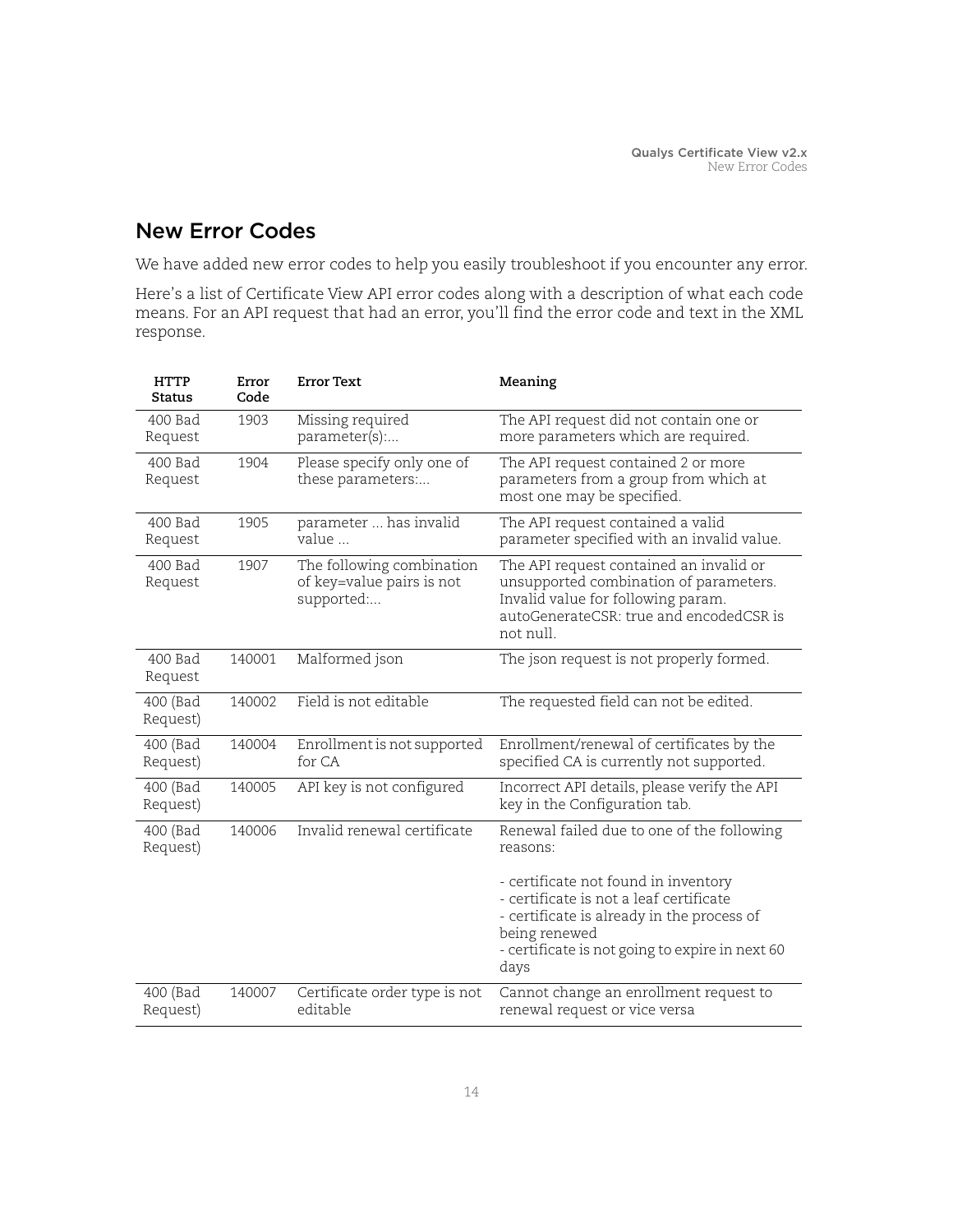# New Error Codes

We have added new error codes to help you easily troubleshoot if you encounter any error.

Here's a list of Certificate View API error codes along with a description of what each code means. For an API request that had an error, you'll find the error code and text in the XML response.

| HTTP Status | Error Code | Error Text | Meaning |
|---|---|---|---|
| 400 Bad Request | 1903 | Missing required parameter(s):... | The API request did not contain one or more parameters which are required. |
| 400 Bad Request | 1904 | Please specify only one of these parameters:... | The API request contained 2 or more parameters from a group from which at most one may be specified. |
| 400 Bad Request | 1905 | parameter ... has invalid value ... | The API request contained a valid parameter specified with an invalid value. |
| 400 Bad Request | 1907 | The following combination of key=value pairs is not supported:... | The API request contained an invalid or unsupported combination of parameters. Invalid value for following param. autoGenerateCSR: true and encodedCSR is not null. |
| 400 Bad Request | 140001 | Malformed json | The json request is not properly formed. |
| 400 (Bad Request) | 140002 | Field is not editable | The requested field can not be edited. |
| 400 (Bad Request) | 140004 | Enrollment is not supported for CA | Enrollment/renewal of certificates by the specified CA is currently not supported. |
| 400 (Bad Request) | 140005 | API key is not configured | Incorrect API details, please verify the API key in the Configuration tab. |
| 400 (Bad Request) | 140006 | Invalid renewal certificate | Renewal failed due to one of the following reasons:<br><br>- certificate not found in inventory<br>- certificate is not a leaf certificate<br>- certificate is already in the process of being renewed<br>- certificate is not going to expire in next 60 days |
| 400 (Bad Request) | 140007 | Certificate order type is not editable | Cannot change an enrollment request to renewal request or vice versa |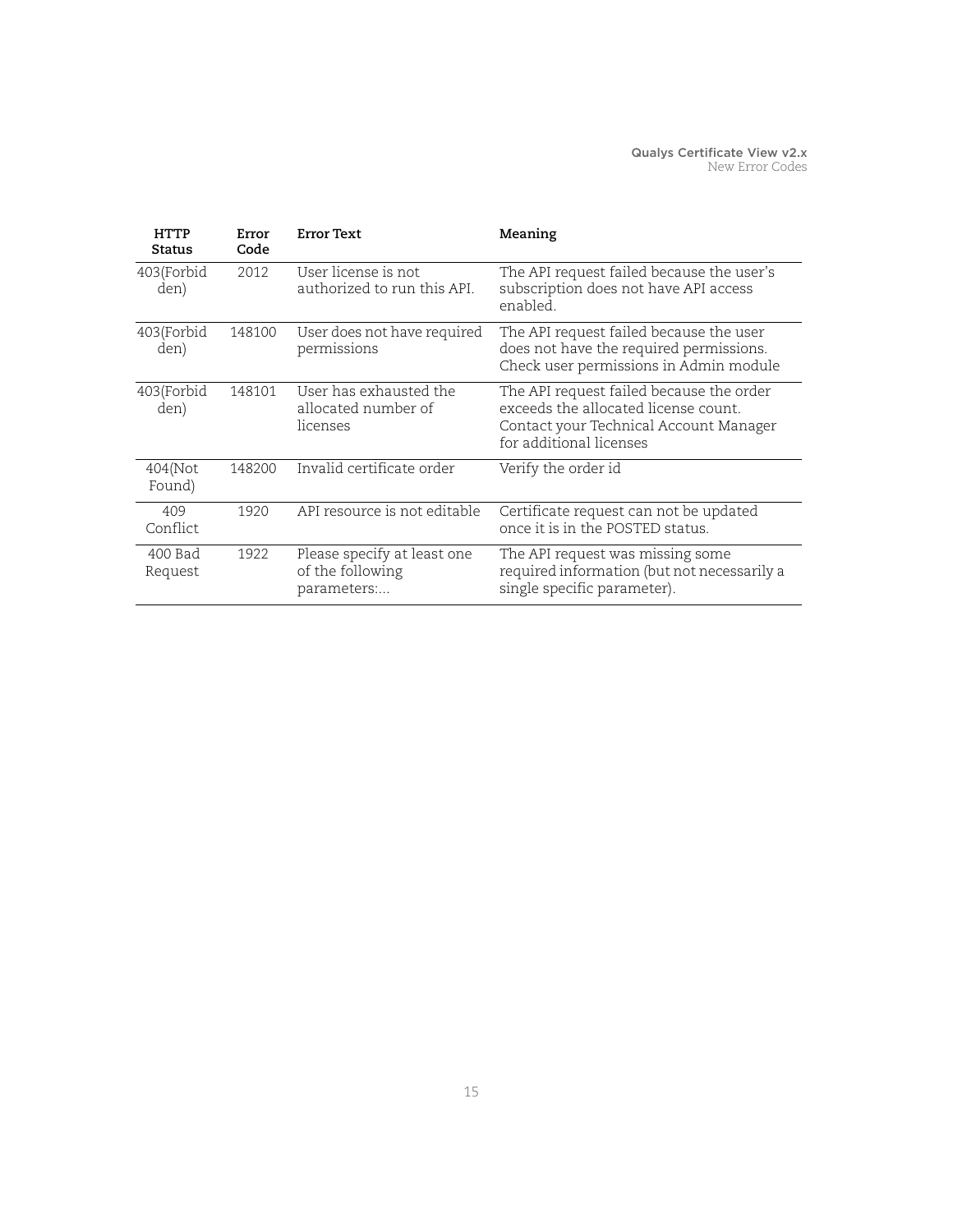| HTTP Status | Error Code | Error Text | Meaning |
|---|---|---|---|
| 403(Forbidden) | 2012 | User license is not authorized to run this API. | The API request failed because the user's subscription does not have API access enabled. |
| 403(Forbidden) | 148100 | User does not have required permissions | The API request failed because the user does not have the required permissions. Check user permissions in Admin module |
| 403(Forbidden) | 148101 | User has exhausted the allocated number of licenses | The API request failed because the order exceeds the allocated license count. Contact your Technical Account Manager for additional licenses |
| 404(Not Found) | 148200 | Invalid certificate order | Verify the order id |
| 409 Conflict | 1920 | API resource is not editable | Certificate request can not be updated once it is in the POSTED status. |
| 400 Bad Request | 1922 | Please specify at least one of the following parameters:... | The API request was missing some required information (but not necessarily a single specific parameter). |